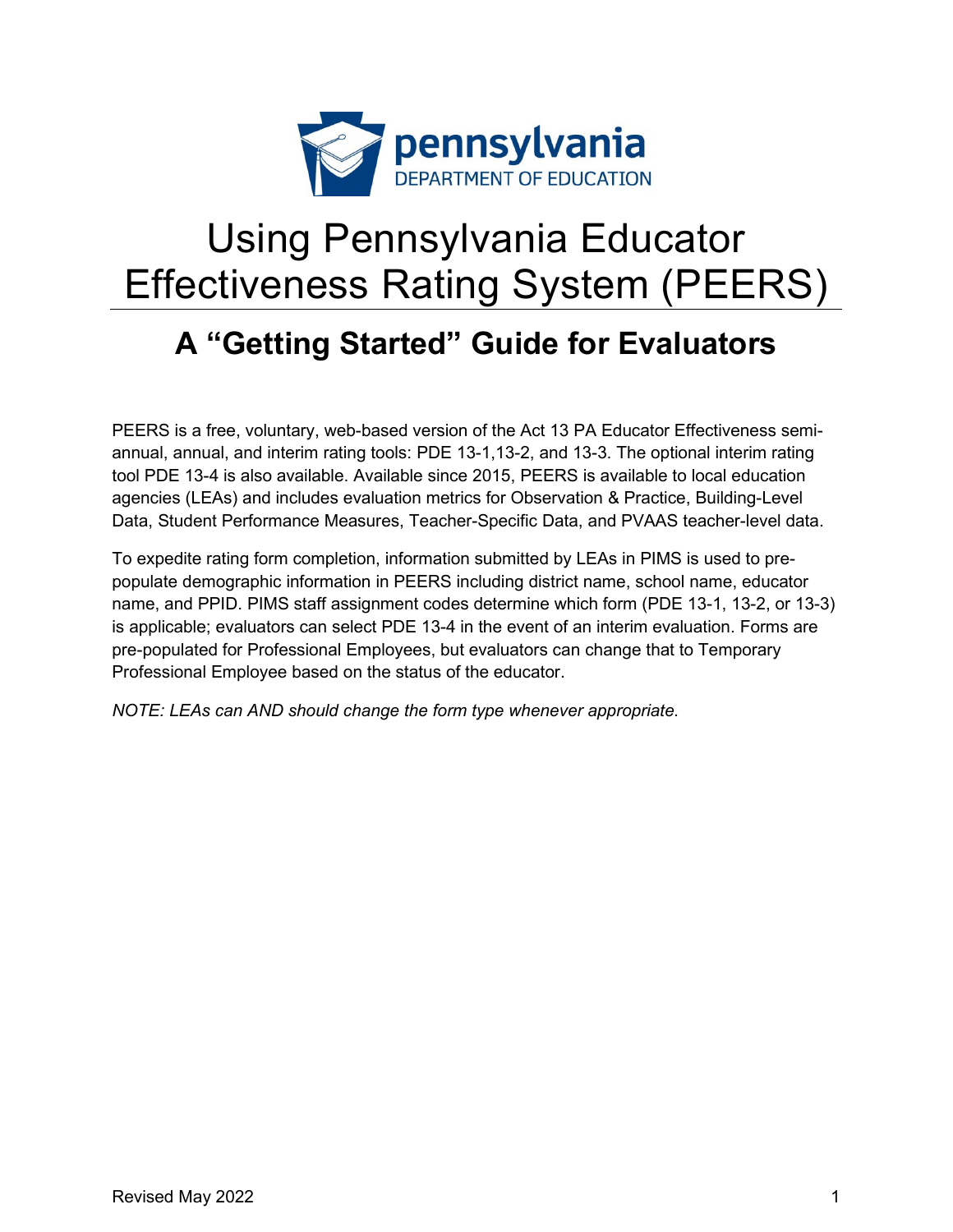pennsylvania
DEPARTMENT OF EDUCATION

# Using Pennsylvania Educator Effectiveness Rating System (PEERS)

## A "Getting Started" Guide for Evaluators

PEERS is a free, voluntary, web-based version of the Act 13 PA Educator Effectiveness semi-annual, annual, and interim rating tools: PDE 13-1,13-2, and 13-3. The optional interim rating tool PDE 13-4 is also available. Available since 2015, PEERS is available to local education agencies (LEAs) and includes evaluation metrics for Observation & Practice, Building-Level Data, Student Performance Measures, Teacher-Specific Data, and PVAAS teacher-level data.

To expedite rating form completion, information submitted by LEAs in PIMS is used to pre-populate demographic information in PEERS including district name, school name, educator name, and PPID. PIMS staff assignment codes determine which form (PDE 13-1, 13-2, or 13-3) is applicable; evaluators can select PDE 13-4 in the event of an interim evaluation. Forms are pre-populated for Professional Employees, but evaluators can change that to Temporary Professional Employee based on the status of the educator.

*NOTE: LEAs can AND should change the form type whenever appropriate.*

Revised May 2022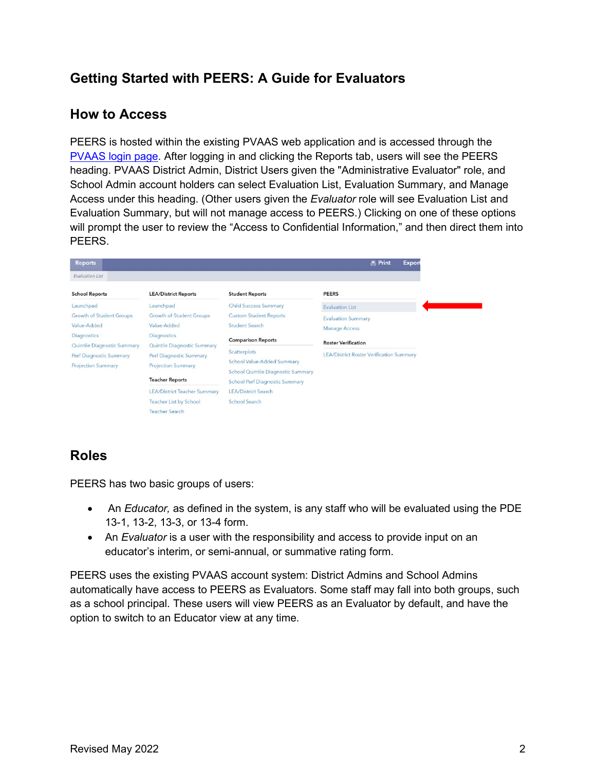## Getting Started with PEERS: A Guide for Evaluators

## How to Access

PEERS is hosted within the existing PVAAS web application and is accessed through the [PVAAS login page](). After logging in and clicking the Reports tab, users will see the PEERS heading. PVAAS District Admin, District Users given the "Administrative Evaluator" role, and School Admin account holders can select Evaluation List, Evaluation Summary, and Manage Access under this heading. (Other users given the *Evaluator* role will see Evaluation List and Evaluation Summary, but will not manage access to PEERS.) Clicking on one of these options will prompt the user to review the "Access to Confidential Information," and then direct them into PEERS.

## Roles

PEERS has two basic groups of users:

- An *Educator,* as defined in the system, is any staff who will be evaluated using the PDE 13-1, 13-2, 13-3, or 13-4 form.
- An *Evaluator* is a user with the responsibility and access to provide input on an educator's interim, or semi-annual, or summative rating form.

PEERS uses the existing PVAAS account system: District Admins and School Admins automatically have access to PEERS as Evaluators. Some staff may fall into both groups, such as a school principal. These users will view PEERS as an Evaluator by default, and have the option to switch to an Educator view at any time.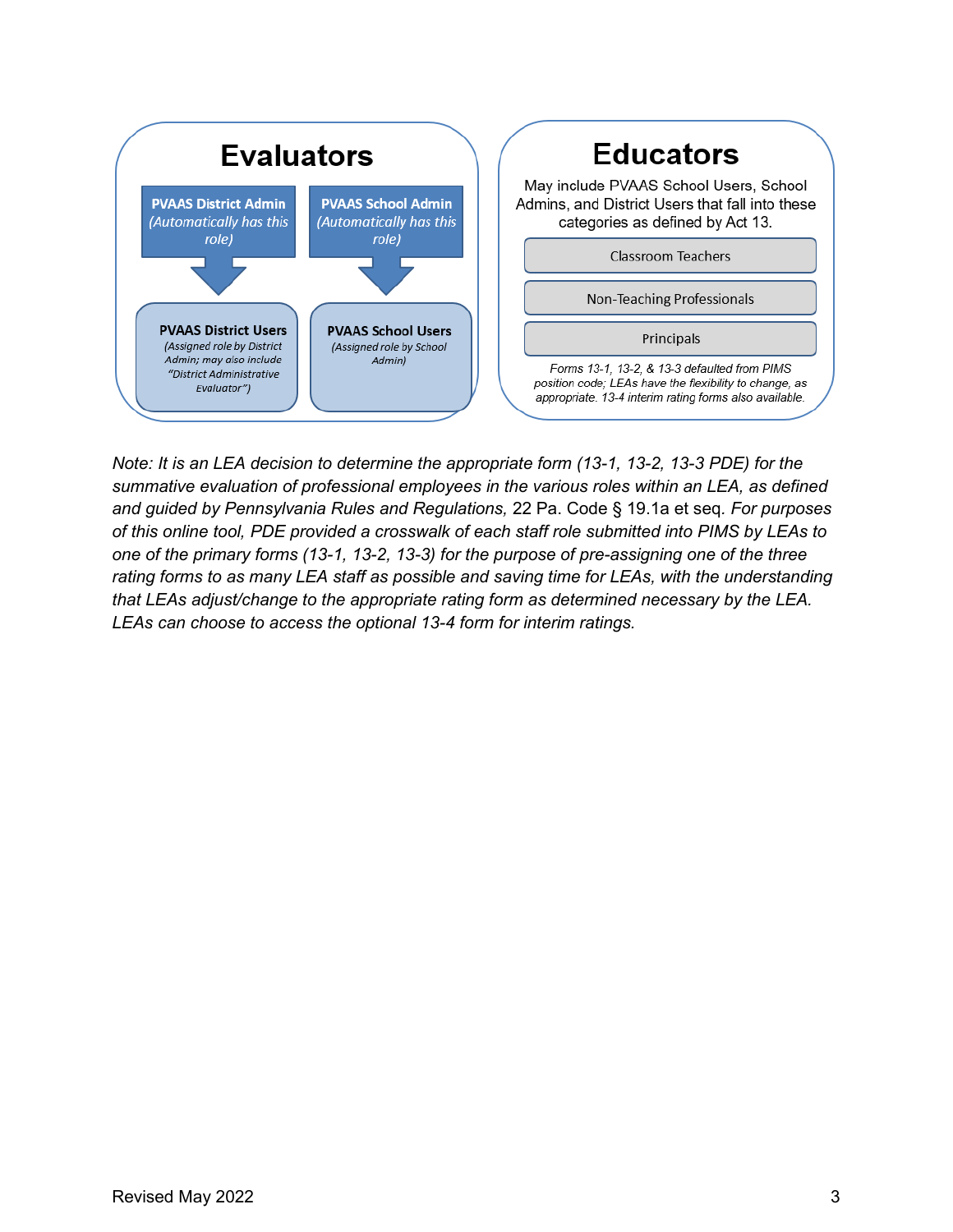## Evaluators

**PVAAS District Admin** *(Automatically has this role)*

↓

**PVAAS District Users** (Assigned role by District Admin; may also include "District Administrative Evaluator")

**PVAAS School Admin** *(Automatically has this role)*

↓

**PVAAS School Users** (Assigned role by School Admin)

## Educators

May include PVAAS School Users, School Admins, and District Users that fall into these categories as defined by Act 13.

- Classroom Teachers
- Non-Teaching Professionals
- Principals

*Forms 13-1, 13-2, & 13-3 defaulted from PIMS position code; LEAs have the flexibility to change, as appropriate. 13-4 interim rating forms also available.*

*Note: It is an LEA decision to determine the appropriate form (13-1, 13-2, 13-3 PDE) for the summative evaluation of professional employees in the various roles within an LEA, as defined and guided by Pennsylvania Rules and Regulations,* 22 Pa. Code § 19.1a et seq. *For purposes of this online tool, PDE provided a crosswalk of each staff role submitted into PIMS by LEAs to one of the primary forms (13-1, 13-2, 13-3) for the purpose of pre-assigning one of the three rating forms to as many LEA staff as possible and saving time for LEAs, with the understanding that LEAs adjust/change to the appropriate rating form as determined necessary by the LEA. LEAs can choose to access the optional 13-4 form for interim ratings.*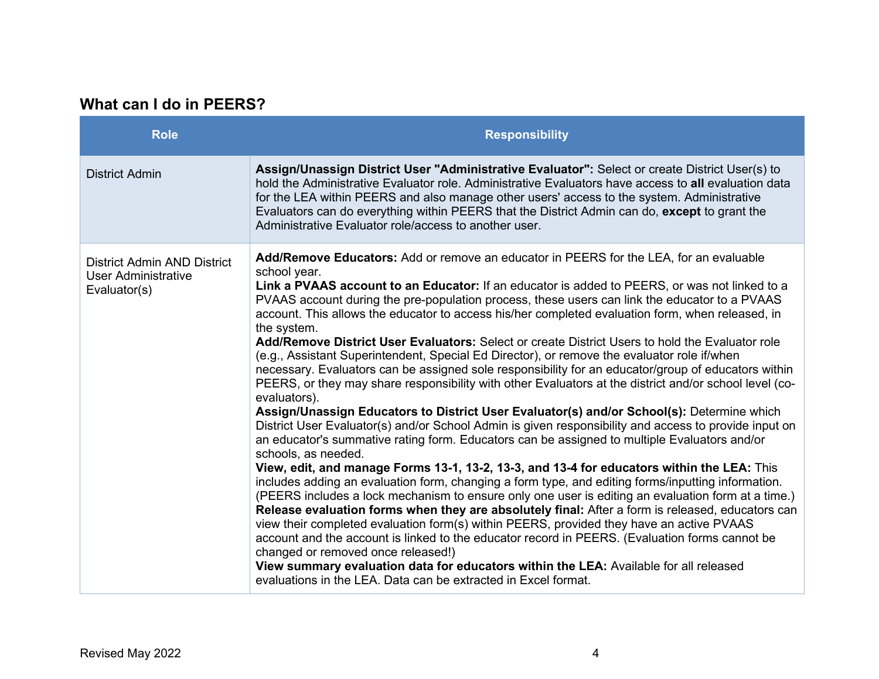## What can I do in PEERS?

| Role | Responsibility |
|---|---|
| District Admin | **Assign/Unassign District User "Administrative Evaluator":** Select or create District User(s) to hold the Administrative Evaluator role. Administrative Evaluators have access to **all** evaluation data for the LEA within PEERS and also manage other users' access to the system. Administrative Evaluators can do everything within PEERS that the District Admin can do, **except** to grant the Administrative Evaluator role/access to another user. |
| District Admin AND District User Administrative Evaluator(s) | **Add/Remove Educators:** Add or remove an educator in PEERS for the LEA, for an evaluable school year.<br>**Link a PVAAS account to an Educator:** If an educator is added to PEERS, or was not linked to a PVAAS account during the pre-population process, these users can link the educator to a PVAAS account. This allows the educator to access his/her completed evaluation form, when released, in the system.<br>**Add/Remove District User Evaluators:** Select or create District Users to hold the Evaluator role (e.g., Assistant Superintendent, Special Ed Director), or remove the evaluator role if/when necessary. Evaluators can be assigned sole responsibility for an educator/group of educators within PEERS, or they may share responsibility with other Evaluators at the district and/or school level (co-evaluators).<br>**Assign/Unassign Educators to District User Evaluator(s) and/or School(s):** Determine which District User Evaluator(s) and/or School Admin is given responsibility and access to provide input on an educator's summative rating form. Educators can be assigned to multiple Evaluators and/or schools, as needed.<br>**View, edit, and manage Forms 13-1, 13-2, 13-3, and 13-4 for educators within the LEA:** This includes adding an evaluation form, changing a form type, and editing forms/inputting information. (PEERS includes a lock mechanism to ensure only one user is editing an evaluation form at a time.)<br>**Release evaluation forms when they are absolutely final:** After a form is released, educators can view their completed evaluation form(s) within PEERS, provided they have an active PVAAS account and the account is linked to the educator record in PEERS. (Evaluation forms cannot be changed or removed once released!)<br>**View summary evaluation data for educators within the LEA:** Available for all released evaluations in the LEA. Data can be extracted in Excel format. |

Revised May 2022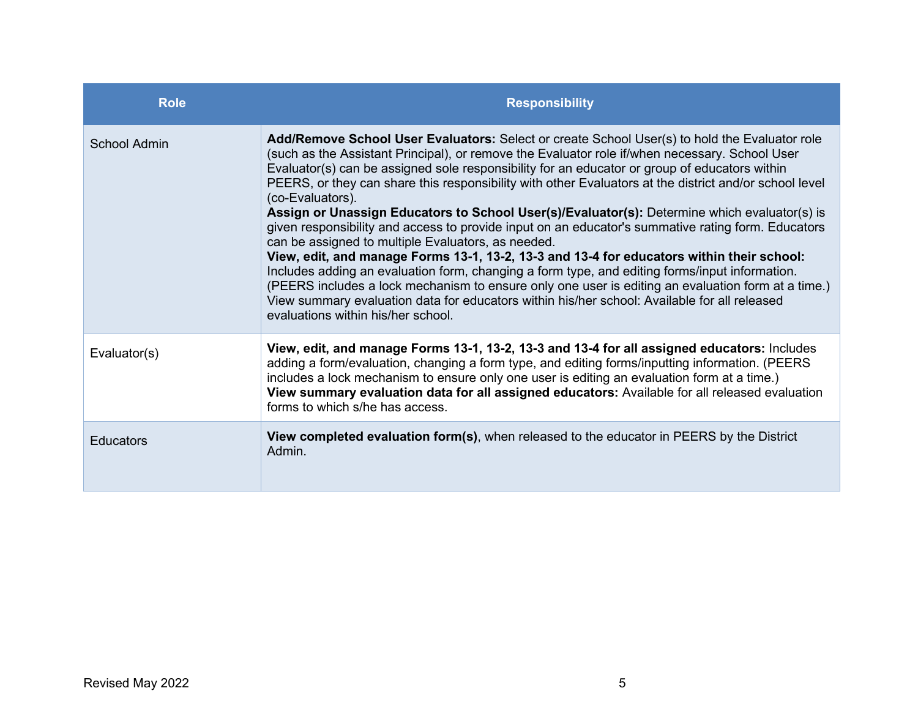| Role | Responsibility |
| --- | --- |
| School Admin | **Add/Remove School User Evaluators:** Select or create School User(s) to hold the Evaluator role (such as the Assistant Principal), or remove the Evaluator role if/when necessary. School User Evaluator(s) can be assigned sole responsibility for an educator or group of educators within PEERS, or they can share this responsibility with other Evaluators at the district and/or school level (co-Evaluators).<br>**Assign or Unassign Educators to School User(s)/Evaluator(s):** Determine which evaluator(s) is given responsibility and access to provide input on an educator's summative rating form. Educators can be assigned to multiple Evaluators, as needed.<br>**View, edit, and manage Forms 13-1, 13-2, 13-3 and 13-4 for educators within their school:** Includes adding an evaluation form, changing a form type, and editing forms/input information. (PEERS includes a lock mechanism to ensure only one user is editing an evaluation form at a time.)<br>View summary evaluation data for educators within his/her school: Available for all released evaluations within his/her school. |
| Evaluator(s) | **View, edit, and manage Forms 13-1, 13-2, 13-3 and 13-4 for all assigned educators:** Includes adding a form/evaluation, changing a form type, and editing forms/inputting information. (PEERS includes a lock mechanism to ensure only one user is editing an evaluation form at a time.)<br>**View summary evaluation data for all assigned educators:** Available for all released evaluation forms to which s/he has access. |
| Educators | **View completed evaluation form(s)**, when released to the educator in PEERS by the District Admin. |

Revised May 2022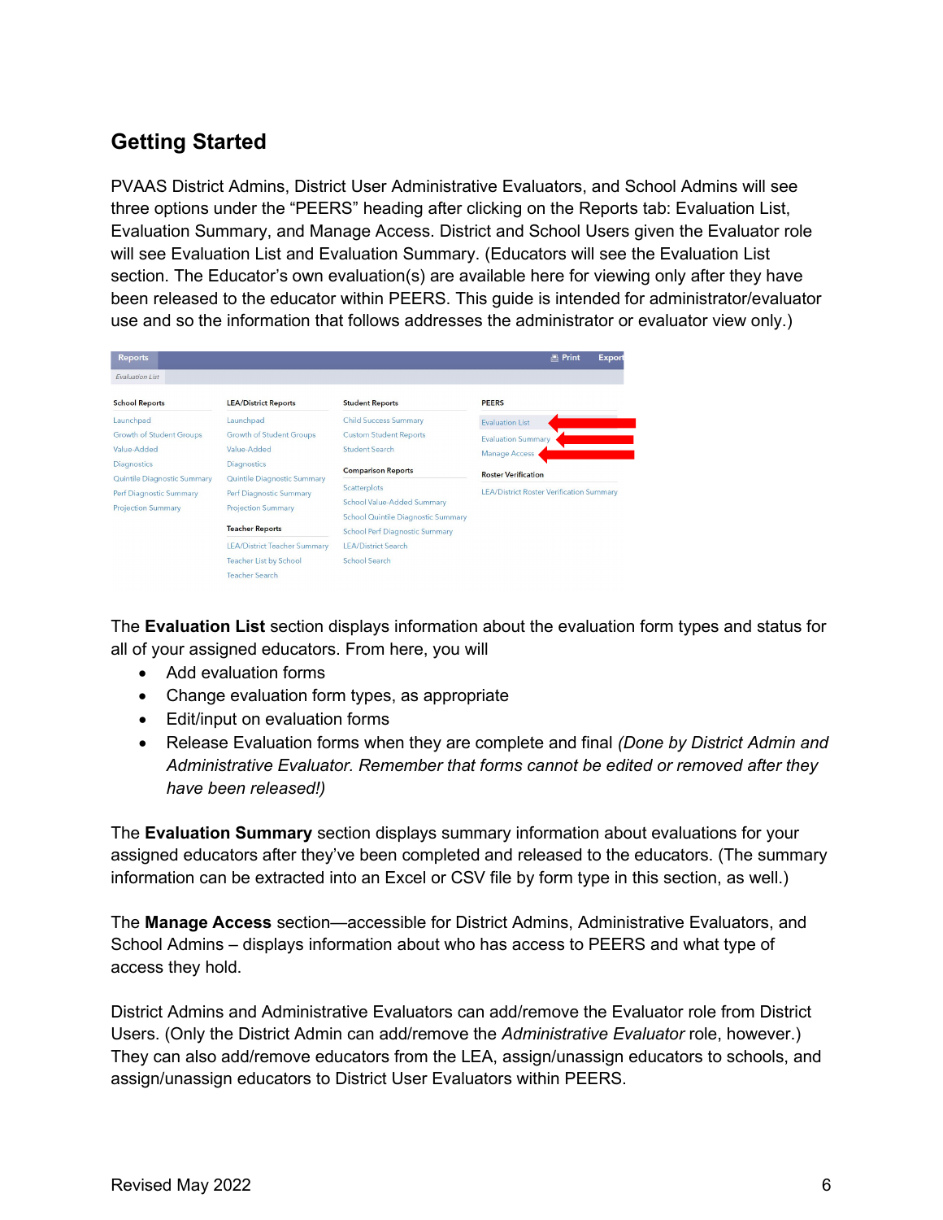## Getting Started

PVAAS District Admins, District User Administrative Evaluators, and School Admins will see three options under the “PEERS” heading after clicking on the Reports tab: Evaluation List, Evaluation Summary, and Manage Access. District and School Users given the Evaluator role will see Evaluation List and Evaluation Summary. (Educators will see the Evaluation List section. The Educator’s own evaluation(s) are available here for viewing only after they have been released to the educator within PEERS. This guide is intended for administrator/evaluator use and so the information that follows addresses the administrator or evaluator view only.)

The **Evaluation List** section displays information about the evaluation form types and status for all of your assigned educators. From here, you will

- Add evaluation forms
- Change evaluation form types, as appropriate
- Edit/input on evaluation forms
- Release Evaluation forms when they are complete and final *(Done by District Admin and Administrative Evaluator. Remember that forms cannot be edited or removed after they have been released!)*

The **Evaluation Summary** section displays summary information about evaluations for your assigned educators after they’ve been completed and released to the educators. (The summary information can be extracted into an Excel or CSV file by form type in this section, as well.)

The **Manage Access** section—accessible for District Admins, Administrative Evaluators, and School Admins – displays information about who has access to PEERS and what type of access they hold.

District Admins and Administrative Evaluators can add/remove the Evaluator role from District Users. (Only the District Admin can add/remove the *Administrative Evaluator* role, however.) They can also add/remove educators from the LEA, assign/unassign educators to schools, and assign/unassign educators to District User Evaluators within PEERS.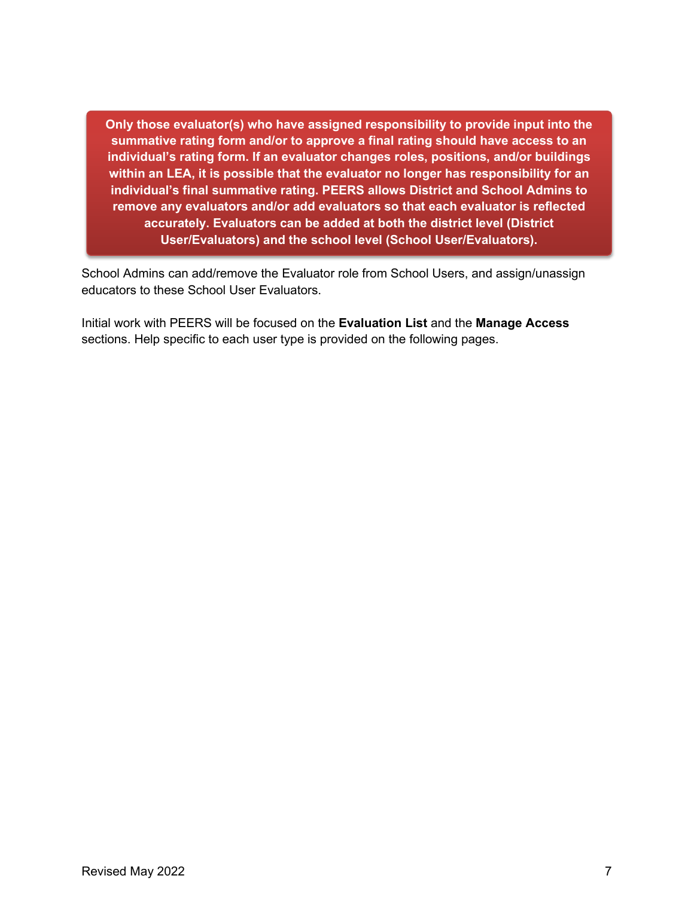**Only those evaluator(s) who have assigned responsibility to provide input into the summative rating form and/or to approve a final rating should have access to an individual's rating form. If an evaluator changes roles, positions, and/or buildings within an LEA, it is possible that the evaluator no longer has responsibility for an individual's final summative rating. PEERS allows District and School Admins to remove any evaluators and/or add evaluators so that each evaluator is reflected accurately. Evaluators can be added at both the district level (District User/Evaluators) and the school level (School User/Evaluators).**

School Admins can add/remove the Evaluator role from School Users, and assign/unassign educators to these School User Evaluators.

Initial work with PEERS will be focused on the **Evaluation List** and the **Manage Access** sections. Help specific to each user type is provided on the following pages.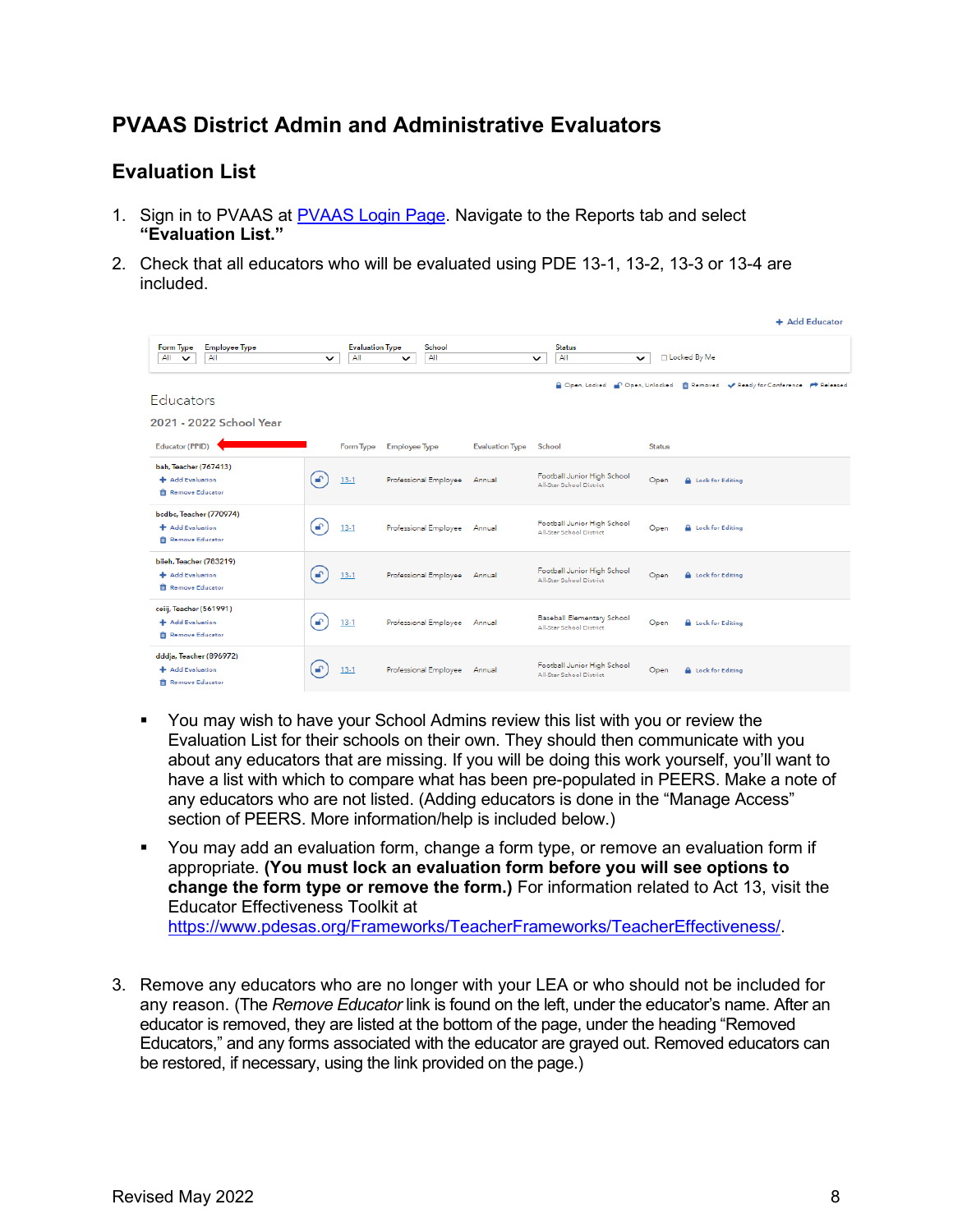# PVAAS District Admin and Administrative Evaluators

## Evaluation List

1. Sign in to PVAAS at PVAAS Login Page. Navigate to the Reports tab and select **"Evaluation List."**

2. Check that all educators who will be evaluated using PDE 13-1, 13-2, 13-3 or 13-4 are included.

+ Add Educator

Form Type: All | Employee Type: All | Evaluation Type: All | School: All | Status: All | ☐ Locked By Me

Open, Locked | Open, Unlocked | Removed | Ready for Conference | Released

Educators

2021 - 2022 School Year

| Educator (PPID) | Form Type | Employee Type | Evaluation Type | School | Status | |
|---|---|---|---|---|---|---|
| bah, Teacher (767413) + Add Evaluation, Remove Educator | 13-1 | Professional Employee | Annual | Football Junior High School, All-Star School District | Open | Lock for Editing |
| bcdbc, Teacher (770974) + Add Evaluation, Remove Educator | 13-1 | Professional Employee | Annual | Football Junior High School, All-Star School District | Open | Lock for Editing |
| bileh, Teacher (783219) + Add Evaluation, Remove Educator | 13-1 | Professional Employee | Annual | Football Junior High School, All-Star School District | Open | Lock for Editing |
| ceiij, Teacher (561991) + Add Evaluation, Remove Educator | 13-1 | Professional Employee | Annual | Baseball Elementary School, All-Star School District | Open | Lock for Editing |
| dddja, Teacher (896972) + Add Evaluation, Remove Educator | 13-1 | Professional Employee | Annual | Football Junior High School, All-Star School District | Open | Lock for Editing |

- You may wish to have your School Admins review this list with you or review the Evaluation List for their schools on their own. They should then communicate with you about any educators that are missing. If you will be doing this work yourself, you'll want to have a list with which to compare what has been pre-populated in PEERS. Make a note of any educators who are not listed. (Adding educators is done in the "Manage Access" section of PEERS. More information/help is included below.)
- You may add an evaluation form, change a form type, or remove an evaluation form if appropriate. **(You must lock an evaluation form before you will see options to change the form type or remove the form.)** For information related to Act 13, visit the Educator Effectiveness Toolkit at https://www.pdesas.org/Frameworks/TeacherFrameworks/TeacherEffectiveness/.

3. Remove any educators who are no longer with your LEA or who should not be included for any reason. (The *Remove Educator* link is found on the left, under the educator's name. After an educator is removed, they are listed at the bottom of the page, under the heading "Removed Educators," and any forms associated with the educator are grayed out. Removed educators can be restored, if necessary, using the link provided on the page.)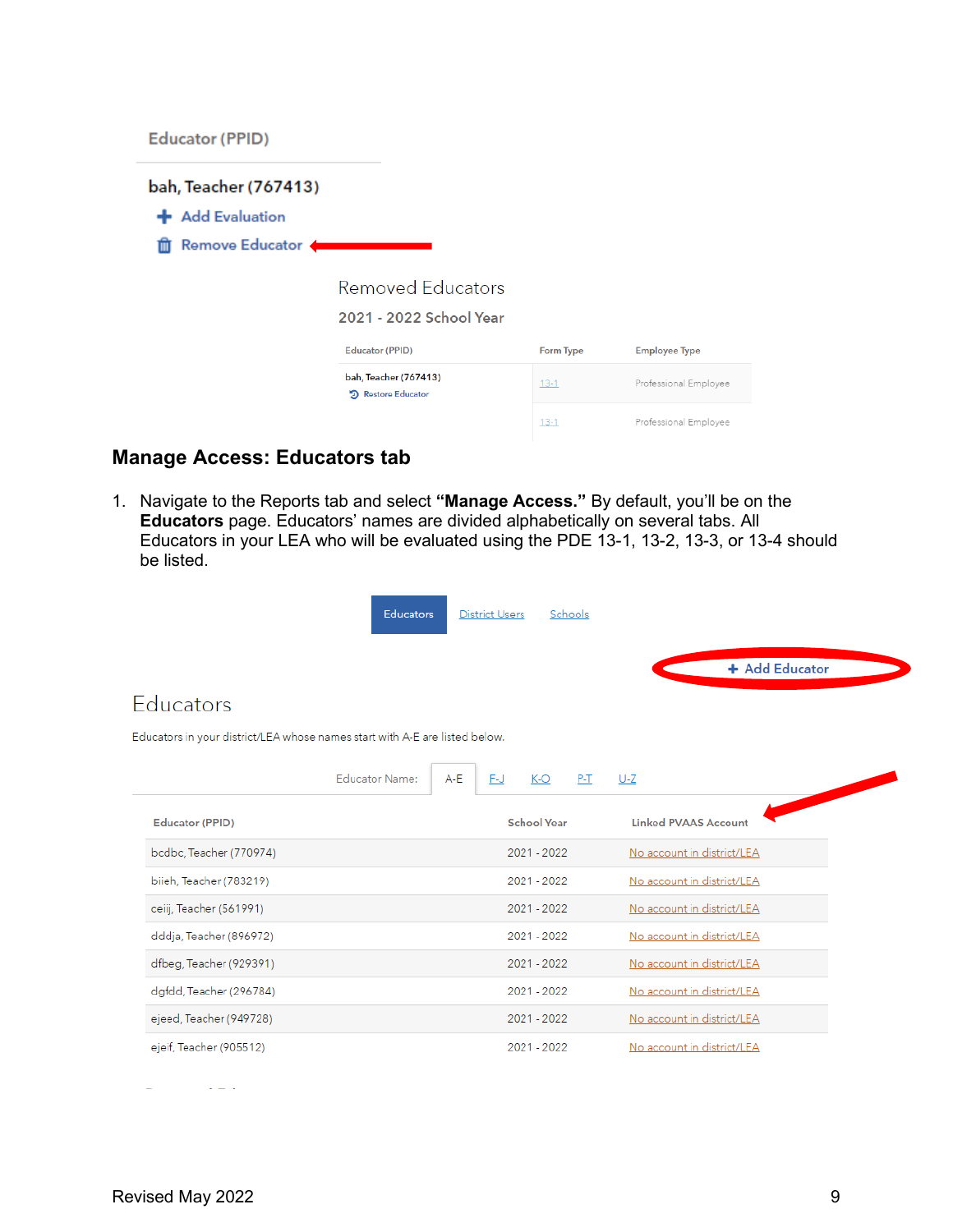Educator (PPID)

bah, Teacher (767413)

Add Evaluation

Remove Educator

Removed Educators

2021 - 2022 School Year

| Educator (PPID) | Form Type | Employee Type |
|---|---|---|
| bah, Teacher (767413) Restore Educator | 13-1 | Professional Employee |
| | 13-1 | Professional Employee |

## Manage Access: Educators tab

1. Navigate to the Reports tab and select **"Manage Access."** By default, you'll be on the **Educators** page. Educators' names are divided alphabetically on several tabs. All Educators in your LEA who will be evaluated using the PDE 13-1, 13-2, 13-3, or 13-4 should be listed.

Educators | District Users | Schools

+ Add Educator

Educators

Educators in your district/LEA whose names start with A-E are listed below.

Educator Name: A-E | F-J | K-O | P-T | U-Z

| Educator (PPID) | School Year | Linked PVAAS Account |
|---|---|---|
| bcdbc, Teacher (770974) | 2021 - 2022 | No account in district/LEA |
| biieh, Teacher (783219) | 2021 - 2022 | No account in district/LEA |
| ceiij, Teacher (561991) | 2021 - 2022 | No account in district/LEA |
| dddja, Teacher (896972) | 2021 - 2022 | No account in district/LEA |
| dfbeg, Teacher (929391) | 2021 - 2022 | No account in district/LEA |
| dgfdd, Teacher (296784) | 2021 - 2022 | No account in district/LEA |
| ejeed, Teacher (949728) | 2021 - 2022 | No account in district/LEA |
| ejeif, Teacher (905512) | 2021 - 2022 | No account in district/LEA |

Revised May 2022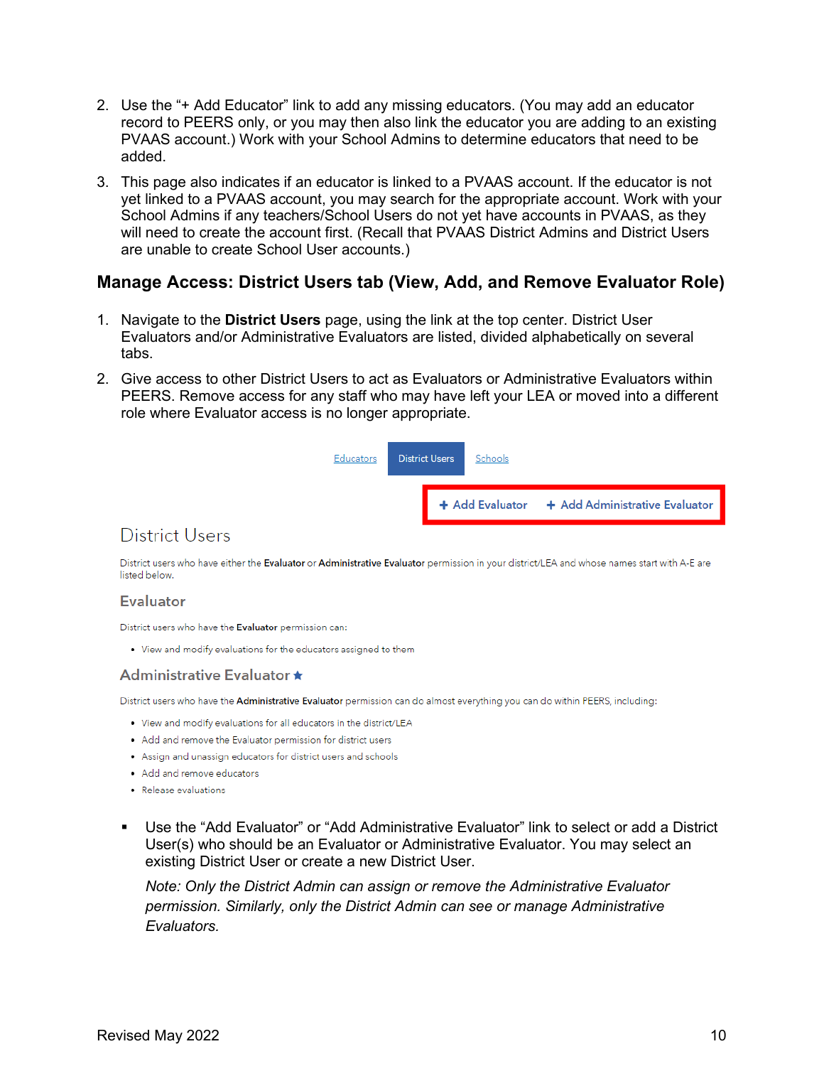2. Use the "+ Add Educator" link to add any missing educators. (You may add an educator record to PEERS only, or you may then also link the educator you are adding to an existing PVAAS account.) Work with your School Admins to determine educators that need to be added.

3. This page also indicates if an educator is linked to a PVAAS account. If the educator is not yet linked to a PVAAS account, you may search for the appropriate account. Work with your School Admins if any teachers/School Users do not yet have accounts in PVAAS, as they will need to create the account first. (Recall that PVAAS District Admins and District Users are unable to create School User accounts.)

## Manage Access: District Users tab (View, Add, and Remove Evaluator Role)

1. Navigate to the **District Users** page, using the link at the top center. District User Evaluators and/or Administrative Evaluators are listed, divided alphabetically on several tabs.

2. Give access to other District Users to act as Evaluators or Administrative Evaluators within PEERS. Remove access for any staff who may have left your LEA or moved into a different role where Evaluator access is no longer appropriate.

Educators | District Users | Schools

+ Add Evaluator + Add Administrative Evaluator

District Users

District users who have either the **Evaluator** or **Administrative Evaluator** permission in your district/LEA and whose names start with A-E are listed below.

Evaluator

District users who have the **Evaluator** permission can:

- View and modify evaluations for the educators assigned to them

Administrative Evaluator ★

District users who have the **Administrative Evaluator** permission can do almost everything you can do within PEERS, including:

- View and modify evaluations for all educators in the district/LEA
- Add and remove the Evaluator permission for district users
- Assign and unassign educators for district users and schools
- Add and remove educators
- Release evaluations

- Use the "Add Evaluator" or "Add Administrative Evaluator" link to select or add a District User(s) who should be an Evaluator or Administrative Evaluator. You may select an existing District User or create a new District User.

  *Note: Only the District Admin can assign or remove the Administrative Evaluator permission. Similarly, only the District Admin can see or manage Administrative Evaluators.*

Revised May 2022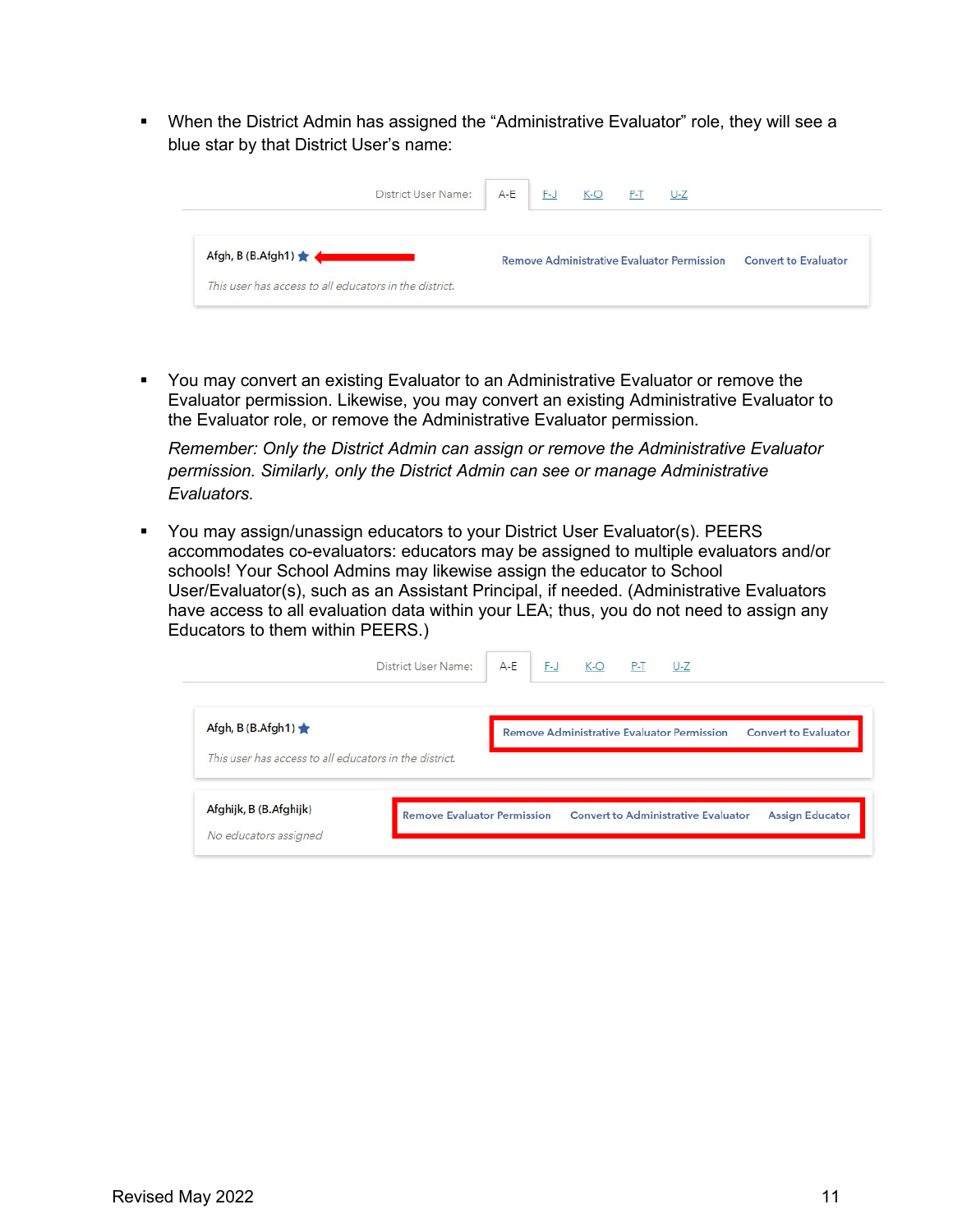- When the District Admin has assigned the “Administrative Evaluator” role, they will see a blue star by that District User’s name:

District User Name: A-E F-J K-O P-T U-Z

Afgh, B (B.Afgh1) ★ Remove Administrative Evaluator Permission Convert to Evaluator

*This user has access to all educators in the district.*

- You may convert an existing Evaluator to an Administrative Evaluator or remove the Evaluator permission. Likewise, you may convert an existing Administrative Evaluator to the Evaluator role, or remove the Administrative Evaluator permission.

  *Remember: Only the District Admin can assign or remove the Administrative Evaluator permission. Similarly, only the District Admin can see or manage Administrative Evaluators.*

- You may assign/unassign educators to your District User Evaluator(s). PEERS accommodates co-evaluators: educators may be assigned to multiple evaluators and/or schools! Your School Admins may likewise assign the educator to School User/Evaluator(s), such as an Assistant Principal, if needed. (Administrative Evaluators have access to all evaluation data within your LEA; thus, you do not need to assign any Educators to them within PEERS.)

District User Name: A-E F-J K-O P-T U-Z

Afgh, B (B.Afgh1) ★ Remove Administrative Evaluator Permission Convert to Evaluator

*This user has access to all educators in the district.*

Afghijk, B (B.Afghijk) Remove Evaluator Permission Convert to Administrative Evaluator Assign Educator

*No educators assigned*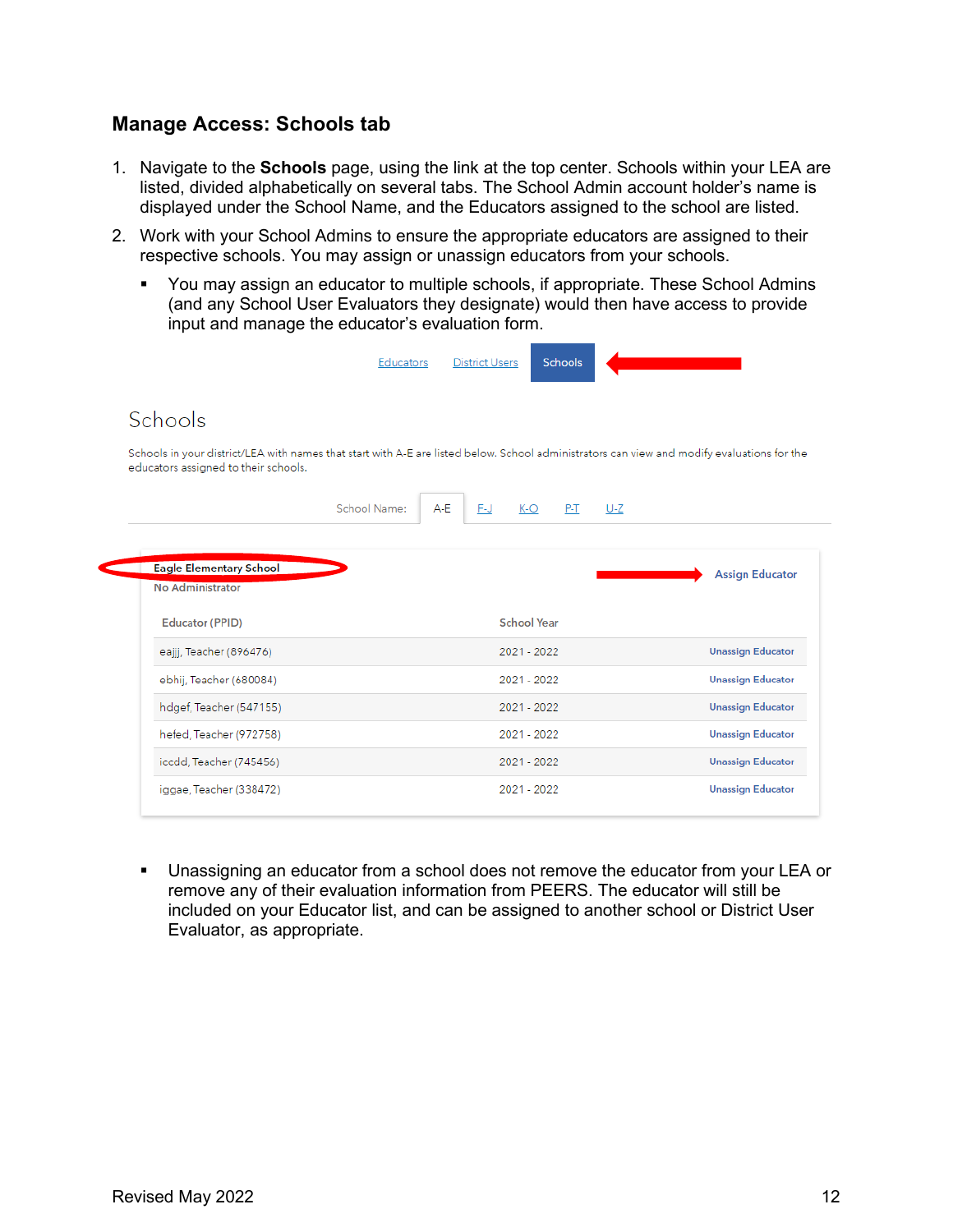## Manage Access: Schools tab

1. Navigate to the **Schools** page, using the link at the top center. Schools within your LEA are listed, divided alphabetically on several tabs. The School Admin account holder's name is displayed under the School Name, and the Educators assigned to the school are listed.
2. Work with your School Admins to ensure the appropriate educators are assigned to their respective schools. You may assign or unassign educators from your schools.
   - You may assign an educator to multiple schools, if appropriate. These School Admins (and any School User Evaluators they designate) would then have access to provide input and manage the educator's evaluation form.

Educators | District Users | Schools

Schools

Schools in your district/LEA with names that start with A-E are listed below. School administrators can view and modify evaluations for the educators assigned to their schools.

School Name: A-E | F-J | K-O | P-T | U-Z

Eagle Elementary School
No Administrator

Assign Educator

| Educator (PPID) | School Year | |
|---|---|---|
| eajjj, Teacher (896476) | 2021 - 2022 | Unassign Educator |
| ebhij, Teacher (680084) | 2021 - 2022 | Unassign Educator |
| hdgef, Teacher (547155) | 2021 - 2022 | Unassign Educator |
| hefed, Teacher (972758) | 2021 - 2022 | Unassign Educator |
| iccdd, Teacher (745456) | 2021 - 2022 | Unassign Educator |
| iggae, Teacher (338472) | 2021 - 2022 | Unassign Educator |

   - Unassigning an educator from a school does not remove the educator from your LEA or remove any of their evaluation information from PEERS. The educator will still be included on your Educator list, and can be assigned to another school or District User Evaluator, as appropriate.

Revised May 2022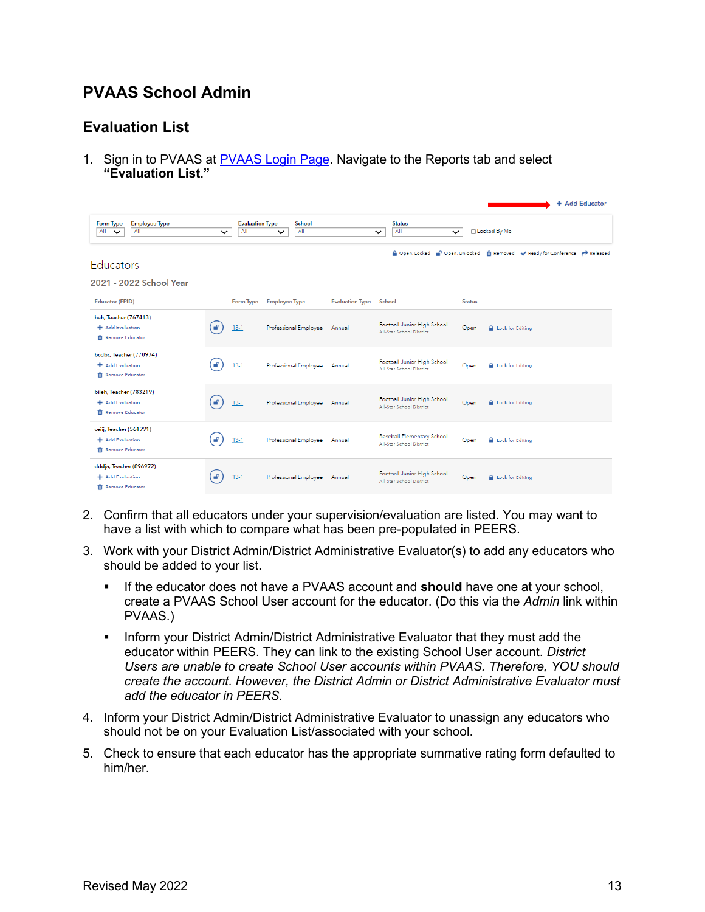# PVAAS School Admin

## Evaluation List

1. Sign in to PVAAS at [PVAAS Login Page](). Navigate to the Reports tab and select **"Evaluation List."**

2. Confirm that all educators under your supervision/evaluation are listed. You may want to have a list with which to compare what has been pre-populated in PEERS.

3. Work with your District Admin/District Administrative Evaluator(s) to add any educators who should be added to your list.

   - If the educator does not have a PVAAS account and **should** have one at your school, create a PVAAS School User account for the educator. (Do this via the *Admin* link within PVAAS.)
   - Inform your District Admin/District Administrative Evaluator that they must add the educator within PEERS. They can link to the existing School User account. *District Users are unable to create School User accounts within PVAAS. Therefore, YOU should create the account. However, the District Admin or District Administrative Evaluator must add the educator in PEERS.*

4. Inform your District Admin/District Administrative Evaluator to unassign any educators who should not be on your Evaluation List/associated with your school.

5. Check to ensure that each educator has the appropriate summative rating form defaulted to him/her.

Revised May 2022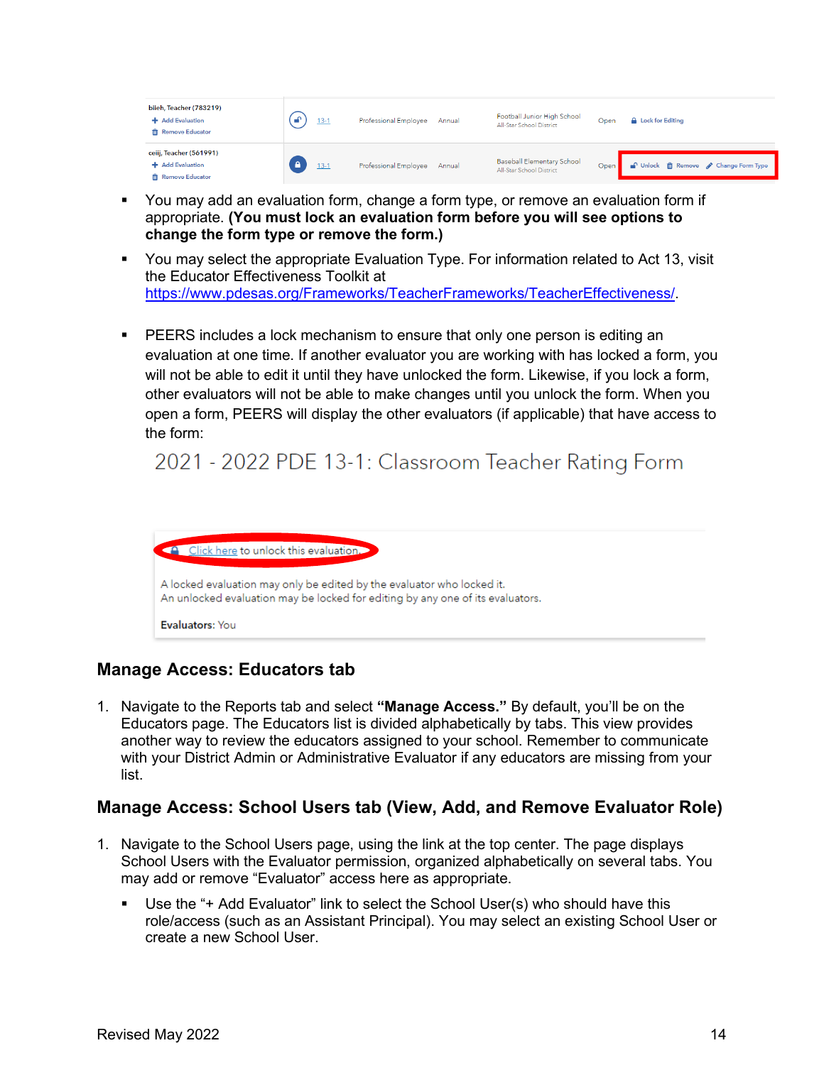- You may add an evaluation form, change a form type, or remove an evaluation form if appropriate. **(You must lock an evaluation form before you will see options to change the form type or remove the form.)**
- You may select the appropriate Evaluation Type. For information related to Act 13, visit the Educator Effectiveness Toolkit at https://www.pdesas.org/Frameworks/TeacherFrameworks/TeacherEffectiveness/.
- PEERS includes a lock mechanism to ensure that only one person is editing an evaluation at one time. If another evaluator you are working with has locked a form, you will not be able to edit it until they have unlocked the form. Likewise, if you lock a form, other evaluators will not be able to make changes until you unlock the form. When you open a form, PEERS will display the other evaluators (if applicable) that have access to the form:

## Manage Access: Educators tab

1. Navigate to the Reports tab and select **"Manage Access."** By default, you'll be on the Educators page. The Educators list is divided alphabetically by tabs. This view provides another way to review the educators assigned to your school. Remember to communicate with your District Admin or Administrative Evaluator if any educators are missing from your list.

## Manage Access: School Users tab (View, Add, and Remove Evaluator Role)

1. Navigate to the School Users page, using the link at the top center. The page displays School Users with the Evaluator permission, organized alphabetically on several tabs. You may add or remove "Evaluator" access here as appropriate.
   - Use the "+ Add Evaluator" link to select the School User(s) who should have this role/access (such as an Assistant Principal). You may select an existing School User or create a new School User.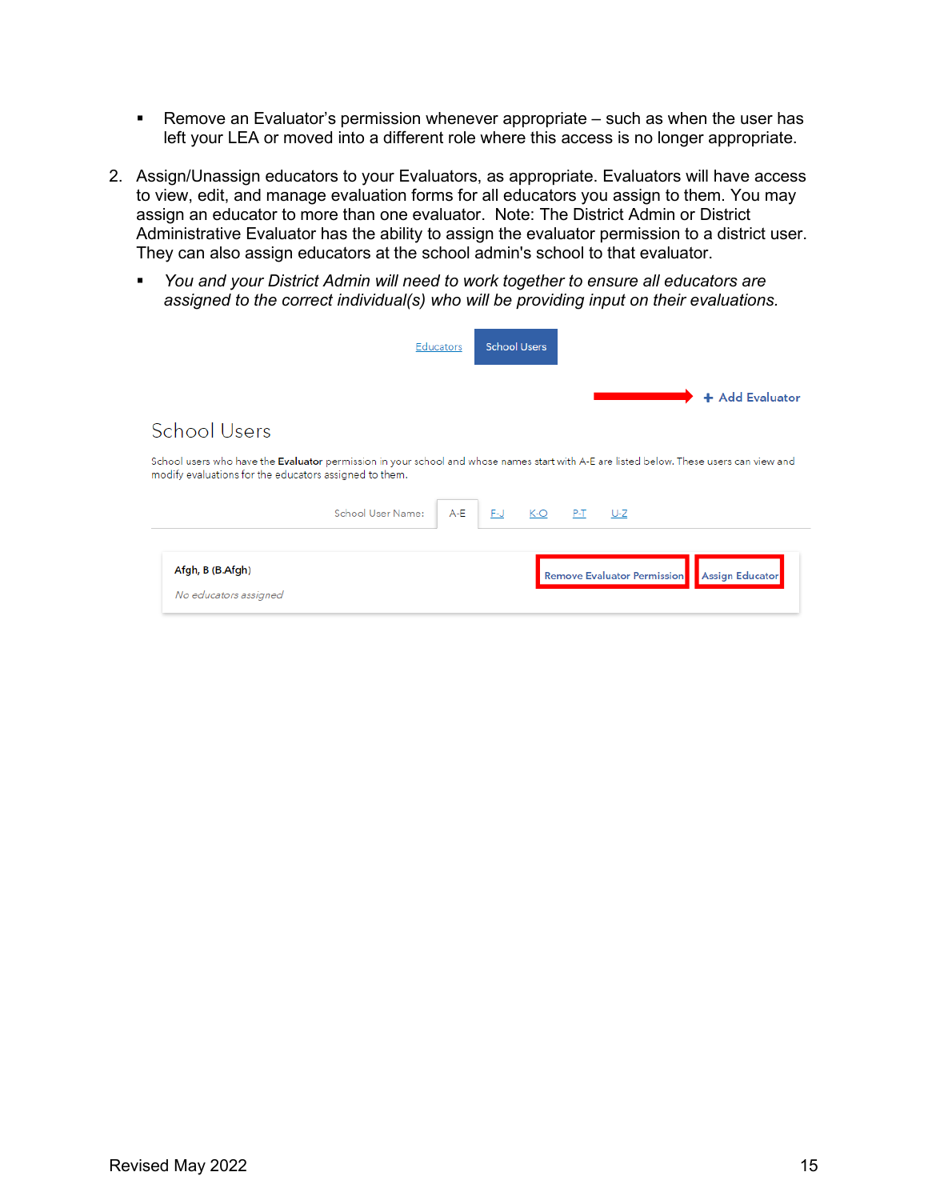- Remove an Evaluator's permission whenever appropriate – such as when the user has left your LEA or moved into a different role where this access is no longer appropriate.

2. Assign/Unassign educators to your Evaluators, as appropriate. Evaluators will have access to view, edit, and manage evaluation forms for all educators you assign to them. You may assign an educator to more than one evaluator. Note: The District Admin or District Administrative Evaluator has the ability to assign the evaluator permission to a district user. They can also assign educators at the school admin's school to that evaluator.

   - *You and your District Admin will need to work together to ensure all educators are assigned to the correct individual(s) who will be providing input on their evaluations.*

Educators | School Users

+ Add Evaluator

School Users

School users who have the **Evaluator** permission in your school and whose names start with A-E are listed below. These users can view and modify evaluations for the educators assigned to them.

School User Name: A-E F-J K-O P-T U-Z

Afgh, B (B.Afgh) — Remove Evaluator Permission — Assign Educator

*No educators assigned*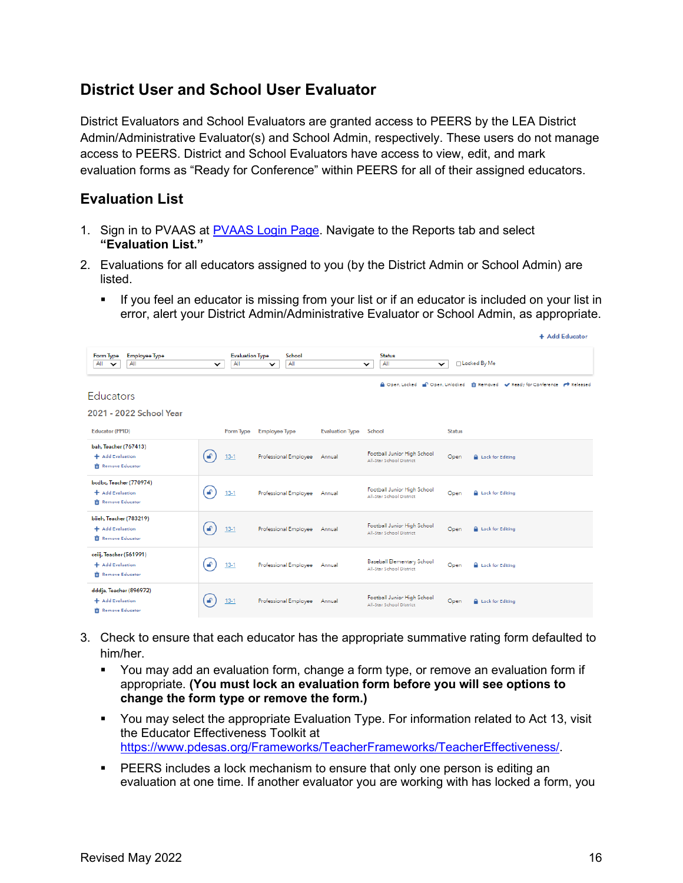## District User and School User Evaluator

District Evaluators and School Evaluators are granted access to PEERS by the LEA District Admin/Administrative Evaluator(s) and School Admin, respectively. These users do not manage access to PEERS. District and School Evaluators have access to view, edit, and mark evaluation forms as "Ready for Conference" within PEERS for all of their assigned educators.

### Evaluation List

1. Sign in to PVAAS at PVAAS Login Page. Navigate to the Reports tab and select **"Evaluation List."**
2. Evaluations for all educators assigned to you (by the District Admin or School Admin) are listed.
   - If you feel an educator is missing from your list or if an educator is included on your list in error, alert your District Admin/Administrative Evaluator or School Admin, as appropriate.

+ Add Educator

Form Type: All | Employee Type: All | Evaluation Type: All | School: All | Status: All | ☐ Locked By Me

Open, Locked | Open, Unlocked | Removed | Ready for Conference | Released

Educators

2021 - 2022 School Year

| Educator (PPID) | Form Type | Employee Type | Evaluation Type | School | Status | |
|---|---|---|---|---|---|---|
| bali, Teacher (767413) + Add Evaluation, Remove Educator | 13-1 | Professional Employee | Annual | Football Junior High School, All-Star School District | Open | Lock for Editing |
| bcdbc, Teacher (770974) + Add Evaluation, Remove Educator | 13-1 | Professional Employee | Annual | Football Junior High School, All-Star School District | Open | Lock for Editing |
| biieh, Teacher (783219) + Add Evaluation, Remove Educator | 13-1 | Professional Employee | Annual | Football Junior High School, All-Star School District | Open | Lock for Editing |
| ceiij, Teacher (561991) + Add Evaluation, Remove Educator | 13-1 | Professional Employee | Annual | Baseball Elementary School, All-Star School District | Open | Lock for Editing |
| dddja, Teacher (896972) + Add Evaluation, Remove Educator | 13-1 | Professional Employee | Annual | Football Junior High School, All-Star School District | Open | Lock for Editing |

3. Check to ensure that each educator has the appropriate summative rating form defaulted to him/her.
   - You may add an evaluation form, change a form type, or remove an evaluation form if appropriate. **(You must lock an evaluation form before you will see options to change the form type or remove the form.)**
   - You may select the appropriate Evaluation Type. For information related to Act 13, visit the Educator Effectiveness Toolkit at https://www.pdesas.org/Frameworks/TeacherFrameworks/TeacherEffectiveness/.
   - PEERS includes a lock mechanism to ensure that only one person is editing an evaluation at one time. If another evaluator you are working with has locked a form, you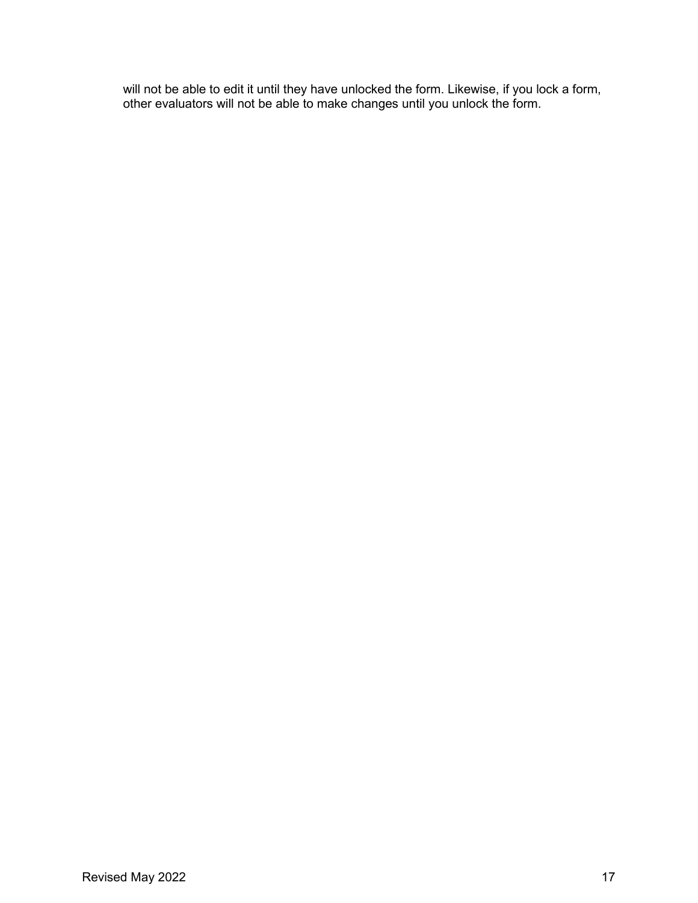will not be able to edit it until they have unlocked the form. Likewise, if you lock a form, other evaluators will not be able to make changes until you unlock the form.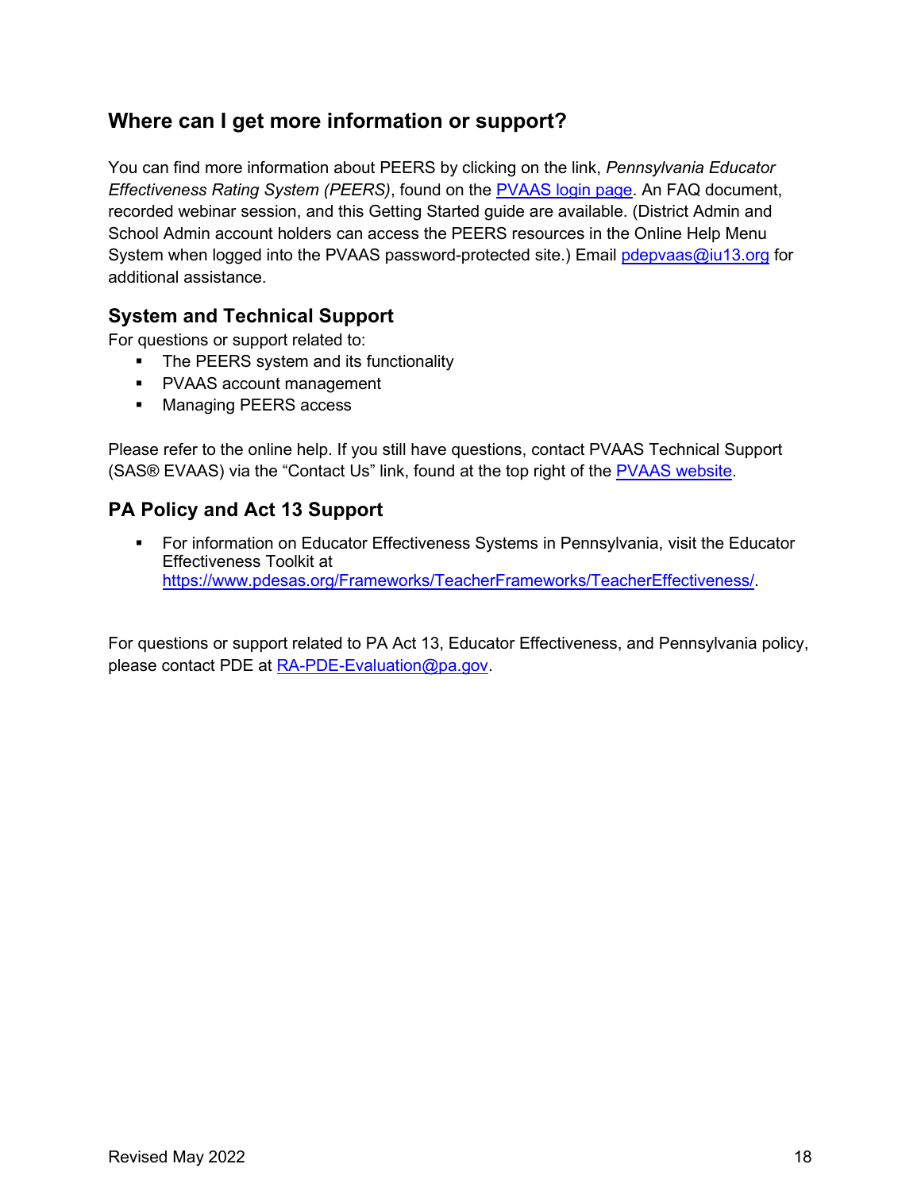## Where can I get more information or support?

You can find more information about PEERS by clicking on the link, *Pennsylvania Educator Effectiveness Rating System (PEERS)*, found on the PVAAS login page. An FAQ document, recorded webinar session, and this Getting Started guide are available. (District Admin and School Admin account holders can access the PEERS resources in the Online Help Menu System when logged into the PVAAS password-protected site.) Email pdepvaas@iu13.org for additional assistance.

### System and Technical Support

For questions or support related to:

- The PEERS system and its functionality
- PVAAS account management
- Managing PEERS access

Please refer to the online help. If you still have questions, contact PVAAS Technical Support (SAS® EVAAS) via the “Contact Us” link, found at the top right of the PVAAS website.

### PA Policy and Act 13 Support

- For information on Educator Effectiveness Systems in Pennsylvania, visit the Educator Effectiveness Toolkit at https://www.pdesas.org/Frameworks/TeacherFrameworks/TeacherEffectiveness/.

For questions or support related to PA Act 13, Educator Effectiveness, and Pennsylvania policy, please contact PDE at RA-PDE-Evaluation@pa.gov.

Revised May 2022